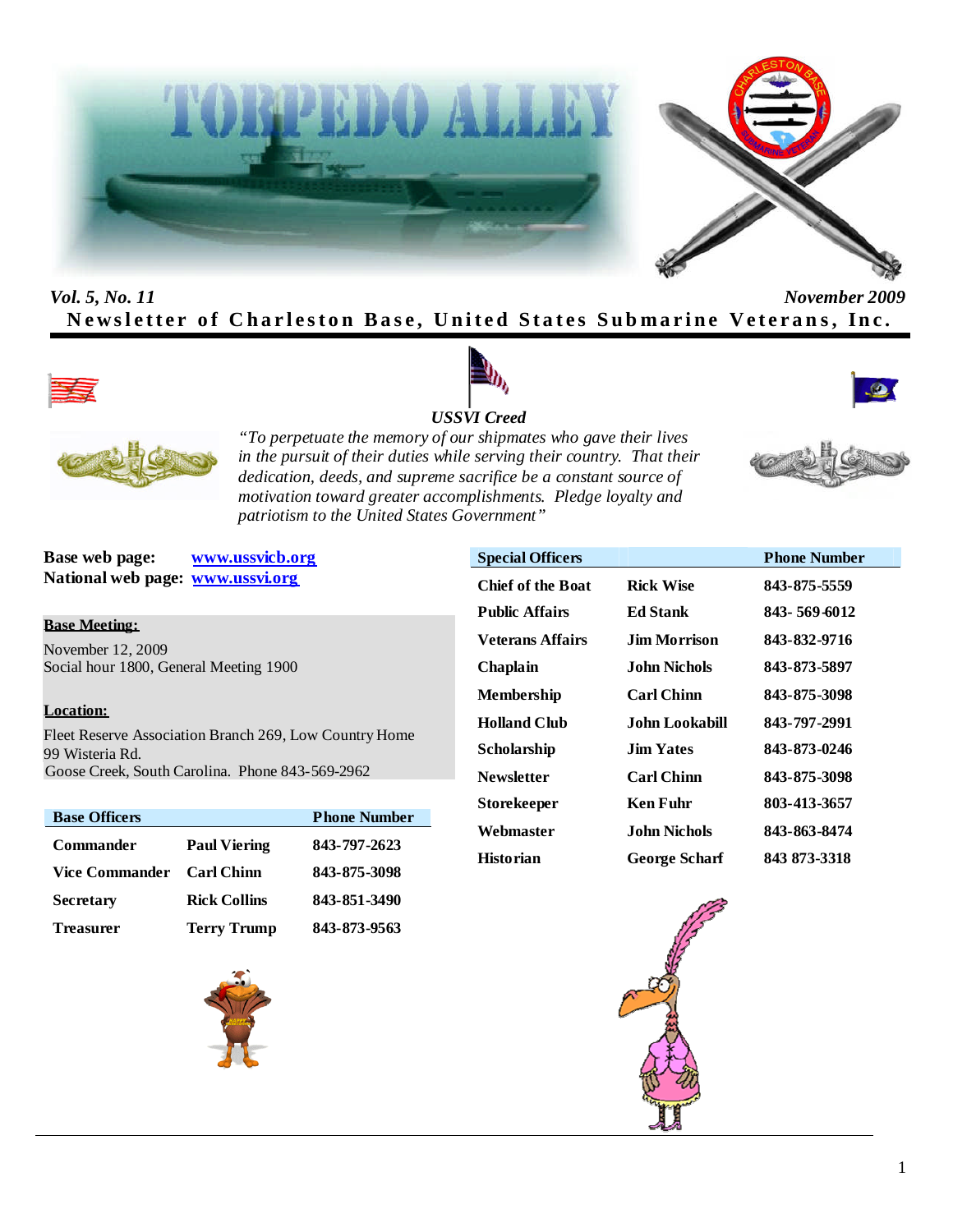# TORPEDO ALLEY

*Vol. 5, No. 11* *November 2009*

**Newsletter of Charleston Base, United States Submarine Veterans, Inc.**

***USSVI Creed***

*"To perpetuate the memory of our shipmates who gave their lives in the pursuit of their duties while serving their country. That their dedication, deeds, and supreme sacrifice be a constant source of motivation toward greater accomplishments. Pledge loyalty and patriotism to the United States Government"*

**Base web page:** www.ussvicb.org
**National web page:** www.ussvi.org

**Base Meeting:**

November 12, 2009
Social hour 1800, General Meeting 1900

**Location:**

Fleet Reserve Association Branch 269, Low Country Home
99 Wisteria Rd.
Goose Creek, South Carolina. Phone 843-569-2962

| Base Officers | | Phone Number |
|---|---|---|
| Commander | Paul Viering | 843-797-2623 |
| Vice Commander | Carl Chinn | 843-875-3098 |
| Secretary | Rick Collins | 843-851-3490 |
| Treasurer | Terry Trump | 843-873-9563 |

| Special Officers | | Phone Number |
|---|---|---|
| Chief of the Boat | Rick Wise | 843-875-5559 |
| Public Affairs | Ed Stank | 843- 569-6012 |
| Veterans Affairs | Jim Morrison | 843-832-9716 |
| Chaplain | John Nichols | 843-873-5897 |
| Membership | Carl Chinn | 843-875-3098 |
| Holland Club | John Lookabill | 843-797-2991 |
| Scholarship | Jim Yates | 843-873-0246 |
| Newsletter | Carl Chinn | 843-875-3098 |
| Storekeeper | Ken Fuhr | 803-413-3657 |
| Webmaster | John Nichols | 843-863-8474 |
| Historian | George Scharf | 843 873-3318 |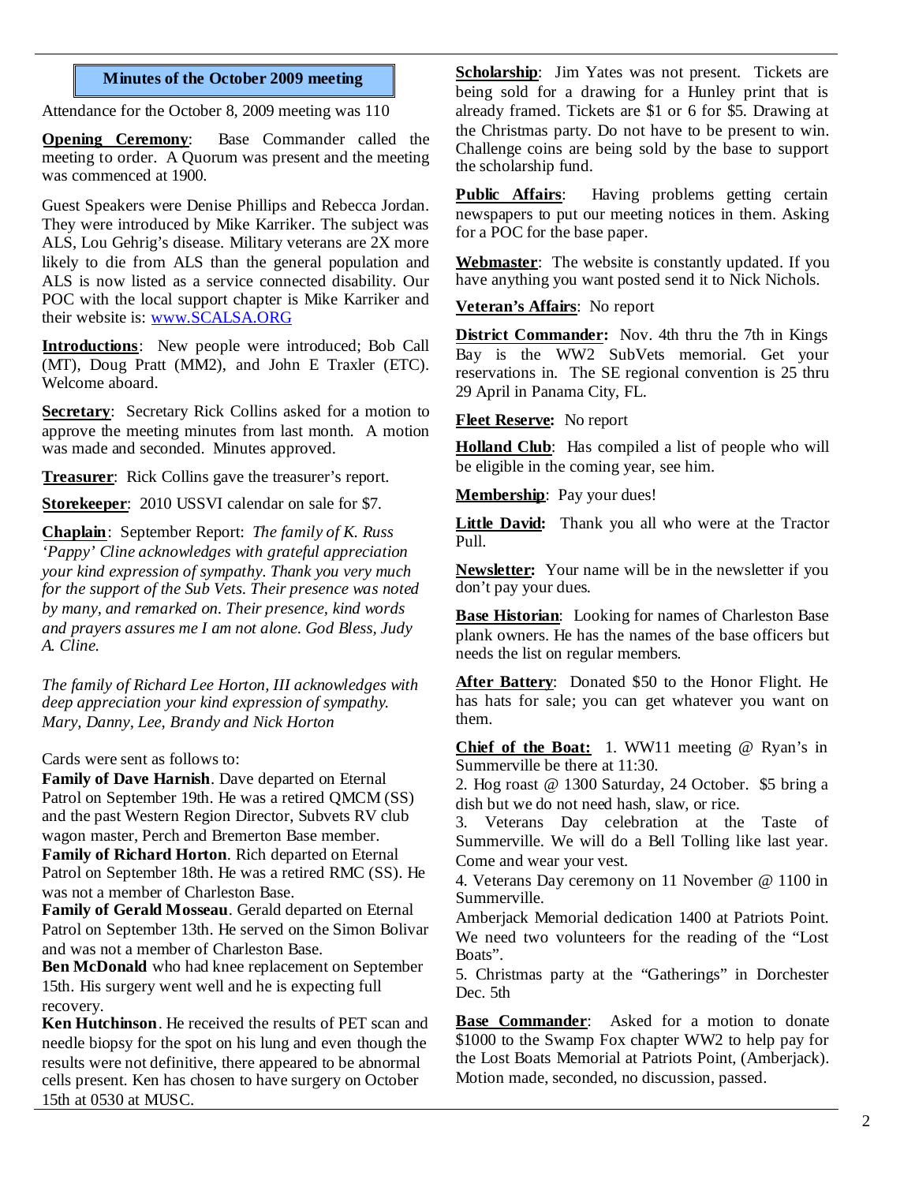## Minutes of the October 2009 meeting

Attendance for the October 8, 2009 meeting was 110

**Opening Ceremony**: Base Commander called the meeting to order. A Quorum was present and the meeting was commenced at 1900.

Guest Speakers were Denise Phillips and Rebecca Jordan. They were introduced by Mike Karriker. The subject was ALS, Lou Gehrig's disease. Military veterans are 2X more likely to die from ALS than the general population and ALS is now listed as a service connected disability. Our POC with the local support chapter is Mike Karriker and their website is: www.SCALSA.ORG

**Introductions**: New people were introduced; Bob Call (MT), Doug Pratt (MM2), and John E Traxler (ETC). Welcome aboard.

**Secretary**: Secretary Rick Collins asked for a motion to approve the meeting minutes from last month. A motion was made and seconded. Minutes approved.

**Treasurer**: Rick Collins gave the treasurer's report.

**Storekeeper**: 2010 USSVI calendar on sale for $7.

**Chaplain**: September Report: *The family of K. Russ 'Pappy' Cline acknowledges with grateful appreciation your kind expression of sympathy. Thank you very much for the support of the Sub Vets. Their presence was noted by many, and remarked on. Their presence, kind words and prayers assures me I am not alone. God Bless, Judy A. Cline.*

*The family of Richard Lee Horton, III acknowledges with deep appreciation your kind expression of sympathy. Mary, Danny, Lee, Brandy and Nick Horton*

Cards were sent as follows to:

**Family of Dave Harnish**. Dave departed on Eternal Patrol on September 19th. He was a retired QMCM (SS) and the past Western Region Director, Subvets RV club wagon master, Perch and Bremerton Base member.

**Family of Richard Horton**. Rich departed on Eternal Patrol on September 18th. He was a retired RMC (SS). He was not a member of Charleston Base.

**Family of Gerald Mosseau**. Gerald departed on Eternal Patrol on September 13th. He served on the Simon Bolivar and was not a member of Charleston Base.

**Ben McDonald** who had knee replacement on September 15th. His surgery went well and he is expecting full recovery.

**Ken Hutchinson**. He received the results of PET scan and needle biopsy for the spot on his lung and even though the results were not definitive, there appeared to be abnormal cells present. Ken has chosen to have surgery on October 15th at 0530 at MUSC.

**Scholarship**: Jim Yates was not present. Tickets are being sold for a drawing for a Hunley print that is already framed. Tickets are $1 or 6 for $5. Drawing at the Christmas party. Do not have to be present to win. Challenge coins are being sold by the base to support the scholarship fund.

**Public Affairs**: Having problems getting certain newspapers to put our meeting notices in them. Asking for a POC for the base paper.

**Webmaster**: The website is constantly updated. If you have anything you want posted send it to Nick Nichols.

**Veteran's Affairs**: No report

**District Commander:** Nov. 4th thru the 7th in Kings Bay is the WW2 SubVets memorial. Get your reservations in. The SE regional convention is 25 thru 29 April in Panama City, FL.

**Fleet Reserve:** No report

**Holland Club**: Has compiled a list of people who will be eligible in the coming year, see him.

**Membership**: Pay your dues!

**Little David:** Thank you all who were at the Tractor Pull.

**Newsletter:** Your name will be in the newsletter if you don't pay your dues.

**Base Historian**: Looking for names of Charleston Base plank owners. He has the names of the base officers but needs the list on regular members.

**After Battery**: Donated $50 to the Honor Flight. He has hats for sale; you can get whatever you want on them.

**Chief of the Boat:** 1. WW11 meeting @ Ryan's in Summerville be there at 11:30.

2. Hog roast @ 1300 Saturday, 24 October. $5 bring a dish but we do not need hash, slaw, or rice.

3. Veterans Day celebration at the Taste of Summerville. We will do a Bell Tolling like last year. Come and wear your vest.

4. Veterans Day ceremony on 11 November @ 1100 in Summerville.

Amberjack Memorial dedication 1400 at Patriots Point. We need two volunteers for the reading of the "Lost Boats".

5. Christmas party at the "Gatherings" in Dorchester Dec. 5th

**Base Commander**: Asked for a motion to donate $1000 to the Swamp Fox chapter WW2 to help pay for the Lost Boats Memorial at Patriots Point, (Amberjack). Motion made, seconded, no discussion, passed.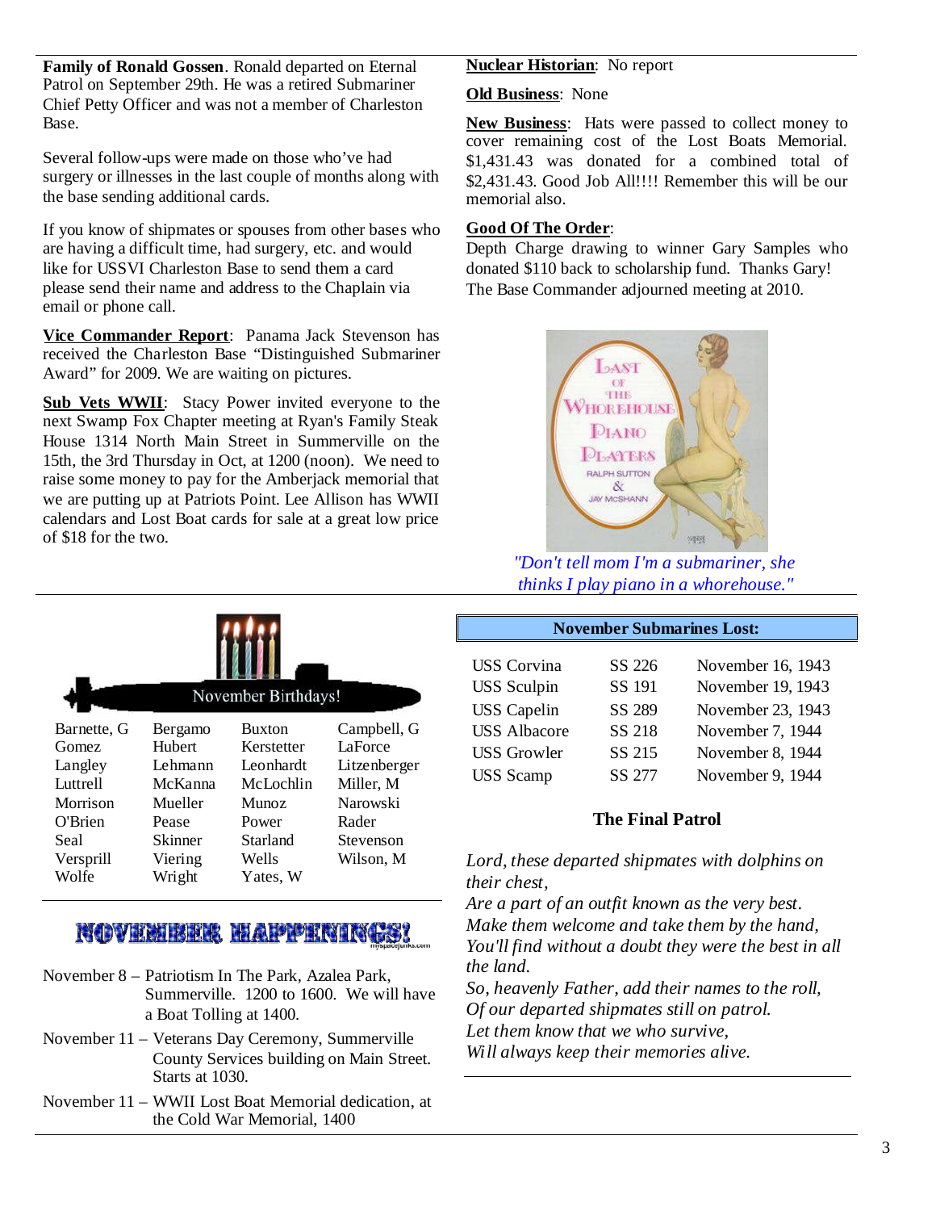**Family of Ronald Gossen**. Ronald departed on Eternal Patrol on September 29th. He was a retired Submariner Chief Petty Officer and was not a member of Charleston Base.

Several follow-ups were made on those who've had surgery or illnesses in the last couple of months along with the base sending additional cards.

If you know of shipmates or spouses from other bases who are having a difficult time, had surgery, etc. and would like for USSVI Charleston Base to send them a card please send their name and address to the Chaplain via email or phone call.

**Vice Commander Report**: Panama Jack Stevenson has received the Charleston Base "Distinguished Submariner Award" for 2009. We are waiting on pictures.

**Sub Vets WWII**: Stacy Power invited everyone to the next Swamp Fox Chapter meeting at Ryan's Family Steak House 1314 North Main Street in Summerville on the 15th, the 3rd Thursday in Oct, at 1200 (noon). We need to raise some money to pay for the Amberjack memorial that we are putting up at Patriots Point. Lee Allison has WWII calendars and Lost Boat cards for sale at a great low price of $18 for the two.

**Nuclear Historian**: No report

**Old Business**: None

**New Business**: Hats were passed to collect money to cover remaining cost of the Lost Boats Memorial. $1,431.43 was donated for a combined total of $2,431.43. Good Job All!!!! Remember this will be our memorial also.

**Good Of The Order**:
Depth Charge drawing to winner Gary Samples who donated $110 back to scholarship fund. Thanks Gary!
The Base Commander adjourned meeting at 2010.

*"Don't tell mom I'm a submariner, she thinks I play piano in a whorehouse."*

## November Birthdays!

| | | | |
|---|---|---|---|
| Barnette, G | Bergamo | Buxton | Campbell, G |
| Gomez | Hubert | Kerstetter | LaForce |
| Langley | Lehmann | Leonhardt | Litzenberger |
| Luttrell | McKanna | McLochlin | Miller, M |
| Morrison | Mueller | Munoz | Narowski |
| O'Brien | Pease | Power | Rader |
| Seal | Skinner | Starland | Stevenson |
| Versprill | Viering | Wells | Wilson, M |
| Wolfe | Wright | Yates, W | |

## NOVEMBER HAPPENINGS!

November 8 – Patriotism In The Park, Azalea Park, Summerville. 1200 to 1600. We will have a Boat Tolling at 1400.

November 11 – Veterans Day Ceremony, Summerville County Services building on Main Street. Starts at 1030.

November 11 – WWII Lost Boat Memorial dedication, at the Cold War Memorial, 1400

## November Submarines Lost:

| | | |
|---|---|---|
| USS Corvina | SS 226 | November 16, 1943 |
| USS Sculpin | SS 191 | November 19, 1943 |
| USS Capelin | SS 289 | November 23, 1943 |
| USS Albacore | SS 218 | November 7, 1944 |
| USS Growler | SS 215 | November 8, 1944 |
| USS Scamp | SS 277 | November 9, 1944 |

### The Final Patrol

*Lord, these departed shipmates with dolphins on their chest,*
*Are a part of an outfit known as the very best.*
*Make them welcome and take them by the hand,*
*You'll find without a doubt they were the best in all the land.*
*So, heavenly Father, add their names to the roll,*
*Of our departed shipmates still on patrol.*
*Let them know that we who survive,*
*Will always keep their memories alive.*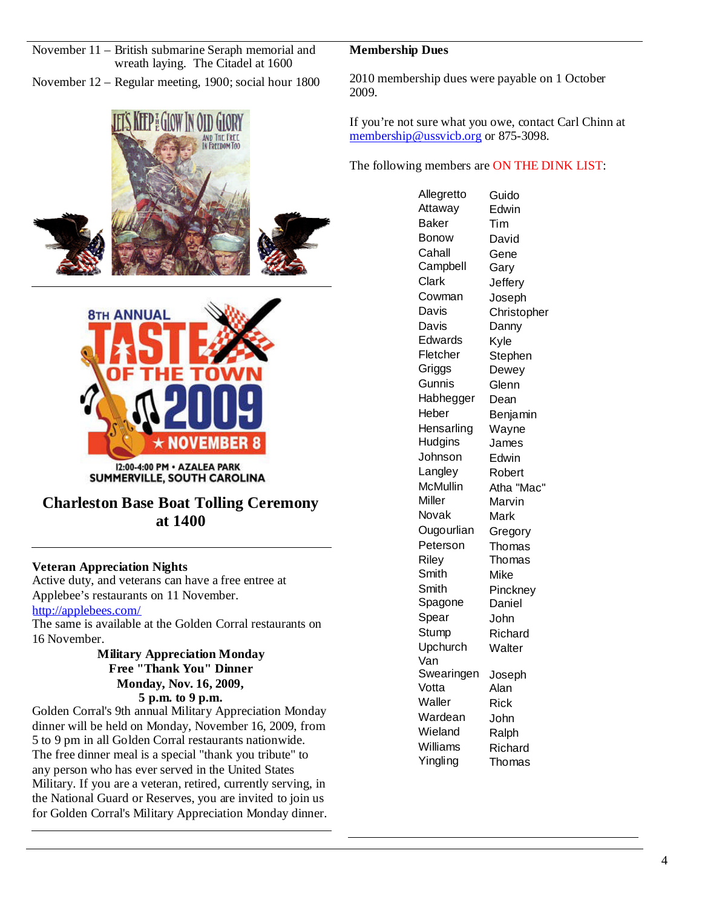November 11 – British submarine Seraph memorial and wreath laying. The Citadel at 1600

November 12 – Regular meeting, 1900; social hour 1800

8TH ANNUAL TASTE OF THE TOWN 2009 ★ NOVEMBER 8

12:00-4:00 PM • AZALEA PARK SUMMERVILLE, SOUTH CAROLINA

## Charleston Base Boat Tolling Ceremony at 1400

**Veteran Appreciation Nights**

Active duty, and veterans can have a free entree at Applebee's restaurants on 11 November.
http://applebees.com/
The same is available at the Golden Corral restaurants on 16 November.

**Military Appreciation Monday**
**Free "Thank You" Dinner**
**Monday, Nov. 16, 2009,**
**5 p.m. to 9 p.m.**

Golden Corral's 9th annual Military Appreciation Monday dinner will be held on Monday, November 16, 2009, from 5 to 9 pm in all Golden Corral restaurants nationwide. The free dinner meal is a special "thank you tribute" to any person who has ever served in the United States Military. If you are a veteran, retired, currently serving, in the National Guard or Reserves, you are invited to join us for Golden Corral's Military Appreciation Monday dinner.

**Membership Dues**

2010 membership dues were payable on 1 October 2009.

If you're not sure what you owe, contact Carl Chinn at membership@ussvicb.org or 875-3098.

The following members are ON THE DINK LIST:

| | |
|---|---|
| Allegretto | Guido |
| Attaway | Edwin |
| Baker | Tim |
| Bonow | David |
| Cahall | Gene |
| Campbell | Gary |
| Clark | Jeffery |
| Cowman | Joseph |
| Davis | Christopher |
| Davis | Danny |
| Edwards | Kyle |
| Fletcher | Stephen |
| Griggs | Dewey |
| Gunnis | Glenn |
| Habhegger | Dean |
| Heber | Benjamin |
| Hensarling | Wayne |
| Hudgins | James |
| Johnson | Edwin |
| Langley | Robert |
| McMullin | Atha "Mac" |
| Miller | Marvin |
| Novak | Mark |
| Ougourlian | Gregory |
| Peterson | Thomas |
| Riley | Thomas |
| Smith | Mike |
| Smith | Pinckney |
| Spagone | Daniel |
| Spear | John |
| Stump | Richard |
| Upchurch | Walter |
| Van Swearingen | Joseph |
| Votta | Alan |
| Waller | Rick |
| Wardean | John |
| Wieland | Ralph |
| Williams | Richard |
| Yingling | Thomas |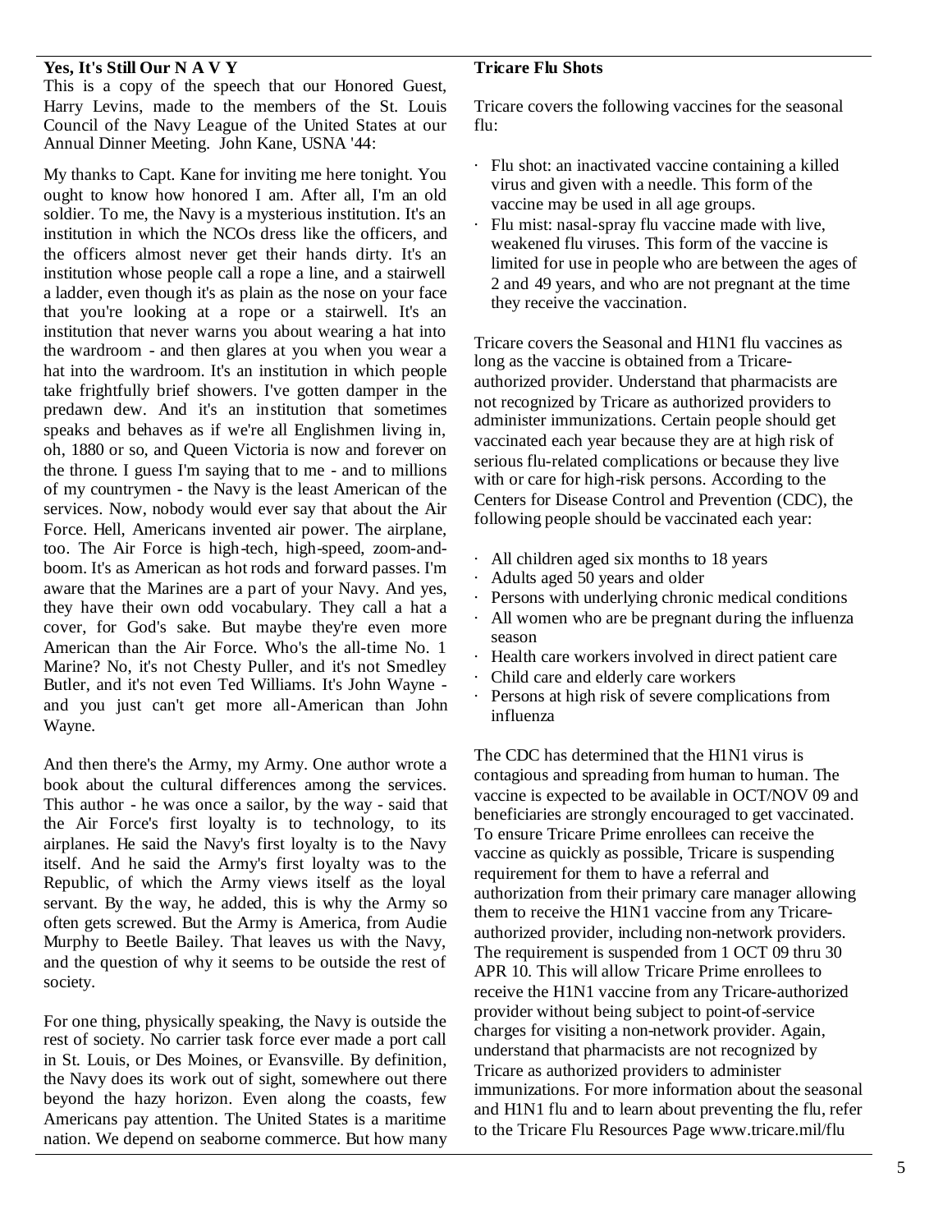**Yes, It's Still Our N A V Y**

This is a copy of the speech that our Honored Guest, Harry Levins, made to the members of the St. Louis Council of the Navy League of the United States at our Annual Dinner Meeting. John Kane, USNA '44:

My thanks to Capt. Kane for inviting me here tonight. You ought to know how honored I am. After all, I'm an old soldier. To me, the Navy is a mysterious institution. It's an institution in which the NCOs dress like the officers, and the officers almost never get their hands dirty. It's an institution whose people call a rope a line, and a stairwell a ladder, even though it's as plain as the nose on your face that you're looking at a rope or a stairwell. It's an institution that never warns you about wearing a hat into the wardroom - and then glares at you when you wear a hat into the wardroom. It's an institution in which people take frightfully brief showers. I've gotten damper in the predawn dew. And it's an institution that sometimes speaks and behaves as if we're all Englishmen living in, oh, 1880 or so, and Queen Victoria is now and forever on the throne. I guess I'm saying that to me - and to millions of my countrymen - the Navy is the least American of the services. Now, nobody would ever say that about the Air Force. Hell, Americans invented air power. The airplane, too. The Air Force is high-tech, high-speed, zoom-and-boom. It's as American as hot rods and forward passes. I'm aware that the Marines are a part of your Navy. And yes, they have their own odd vocabulary. They call a hat a cover, for God's sake. But maybe they're even more American than the Air Force. Who's the all-time No. 1 Marine? No, it's not Chesty Puller, and it's not Smedley Butler, and it's not even Ted Williams. It's John Wayne - and you just can't get more all-American than John Wayne.

And then there's the Army, my Army. One author wrote a book about the cultural differences among the services. This author - he was once a sailor, by the way - said that the Air Force's first loyalty is to technology, to its airplanes. He said the Navy's first loyalty is to the Navy itself. And he said the Army's first loyalty was to the Republic, of which the Army views itself as the loyal servant. By the way, he added, this is why the Army so often gets screwed. But the Army is America, from Audie Murphy to Beetle Bailey. That leaves us with the Navy, and the question of why it seems to be outside the rest of society.

For one thing, physically speaking, the Navy is outside the rest of society. No carrier task force ever made a port call in St. Louis, or Des Moines, or Evansville. By definition, the Navy does its work out of sight, somewhere out there beyond the hazy horizon. Even along the coasts, few Americans pay attention. The United States is a maritime nation. We depend on seaborne commerce. But how many

**Tricare Flu Shots**

Tricare covers the following vaccines for the seasonal flu:

- Flu shot: an inactivated vaccine containing a killed virus and given with a needle. This form of the vaccine may be used in all age groups.
- Flu mist: nasal-spray flu vaccine made with live, weakened flu viruses. This form of the vaccine is limited for use in people who are between the ages of 2 and 49 years, and who are not pregnant at the time they receive the vaccination.

Tricare covers the Seasonal and H1N1 flu vaccines as long as the vaccine is obtained from a Tricare-authorized provider. Understand that pharmacists are not recognized by Tricare as authorized providers to administer immunizations. Certain people should get vaccinated each year because they are at high risk of serious flu-related complications or because they live with or care for high-risk persons. According to the Centers for Disease Control and Prevention (CDC), the following people should be vaccinated each year:

- All children aged six months to 18 years
- Adults aged 50 years and older
- Persons with underlying chronic medical conditions
- All women who are be pregnant during the influenza season
- Health care workers involved in direct patient care
- Child care and elderly care workers
- Persons at high risk of severe complications from influenza

The CDC has determined that the H1N1 virus is contagious and spreading from human to human. The vaccine is expected to be available in OCT/NOV 09 and beneficiaries are strongly encouraged to get vaccinated. To ensure Tricare Prime enrollees can receive the vaccine as quickly as possible, Tricare is suspending requirement for them to have a referral and authorization from their primary care manager allowing them to receive the H1N1 vaccine from any Tricare-authorized provider, including non-network providers. The requirement is suspended from 1 OCT 09 thru 30 APR 10. This will allow Tricare Prime enrollees to receive the H1N1 vaccine from any Tricare-authorized provider without being subject to point-of-service charges for visiting a non-network provider. Again, understand that pharmacists are not recognized by Tricare as authorized providers to administer immunizations. For more information about the seasonal and H1N1 flu and to learn about preventing the flu, refer to the Tricare Flu Resources Page www.tricare.mil/flu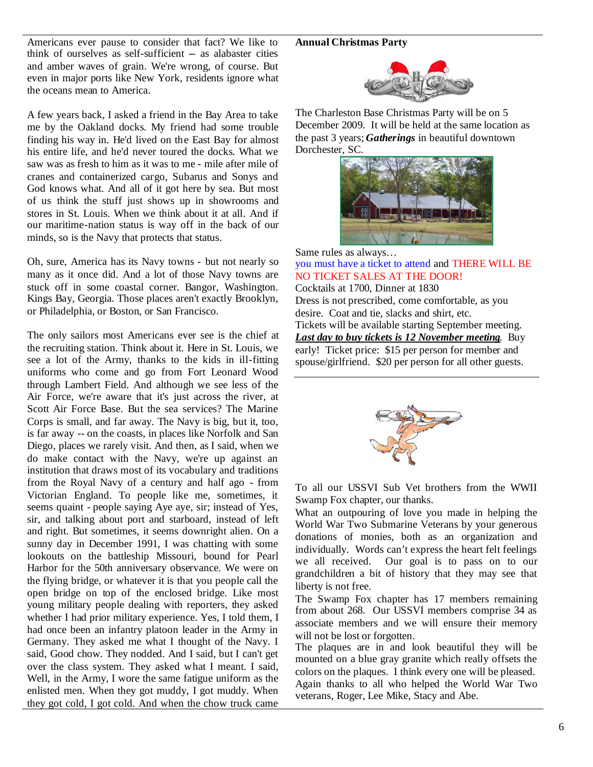Americans ever pause to consider that fact? We like to think of ourselves as self-sufficient -- as alabaster cities and amber waves of grain. We're wrong, of course. But even in major ports like New York, residents ignore what the oceans mean to America.

A few years back, I asked a friend in the Bay Area to take me by the Oakland docks. My friend had some trouble finding his way in. He'd lived on the East Bay for almost his entire life, and he'd never toured the docks. What we saw was as fresh to him as it was to me - mile after mile of cranes and containerized cargo, Subarus and Sonys and God knows what. And all of it got here by sea. But most of us think the stuff just shows up in showrooms and stores in St. Louis. When we think about it at all. And if our maritime-nation status is way off in the back of our minds, so is the Navy that protects that status.

Oh, sure, America has its Navy towns - but not nearly so many as it once did. And a lot of those Navy towns are stuck off in some coastal corner. Bangor, Washington. Kings Bay, Georgia. Those places aren't exactly Brooklyn, or Philadelphia, or Boston, or San Francisco.

The only sailors most Americans ever see is the chief at the recruiting station. Think about it. Here in St. Louis, we see a lot of the Army, thanks to the kids in ill-fitting uniforms who come and go from Fort Leonard Wood through Lambert Field. And although we see less of the Air Force, we're aware that it's just across the river, at Scott Air Force Base. But the sea services? The Marine Corps is small, and far away. The Navy is big, but it, too, is far away -- on the coasts, in places like Norfolk and San Diego, places we rarely visit. And then, as I said, when we do make contact with the Navy, we're up against an institution that draws most of its vocabulary and traditions from the Royal Navy of a century and half ago - from Victorian England. To people like me, sometimes, it seems quaint - people saying Aye aye, sir; instead of Yes, sir, and talking about port and starboard, instead of left and right. But sometimes, it seems downright alien. On a sunny day in December 1991, I was chatting with some lookouts on the battleship Missouri, bound for Pearl Harbor for the 50th anniversary observance. We were on the flying bridge, or whatever it is that you people call the open bridge on top of the enclosed bridge. Like most young military people dealing with reporters, they asked whether I had prior military experience. Yes, I told them, I had once been an infantry platoon leader in the Army in Germany. They asked me what I thought of the Navy. I said, Good chow. They nodded. And I said, but I can't get over the class system. They asked what I meant. I said, Well, in the Army, I wore the same fatigue uniform as the enlisted men. When they got muddy, I got muddy. When they got cold, I got cold. And when the chow truck came

**Annual Christmas Party**

The Charleston Base Christmas Party will be on 5 December 2009. It will be held at the same location as the past 3 years; ***Gatherings*** in beautiful downtown Dorchester, SC.

Same rules as always…
you must have a ticket to attend and THERE WILL BE NO TICKET SALES AT THE DOOR!
Cocktails at 1700, Dinner at 1830
Dress is not prescribed, come comfortable, as you desire. Coat and tie, slacks and shirt, etc.
Tickets will be available starting September meeting.
***Last day to buy tickets is 12 November meeting***. Buy early! Ticket price: $15 per person for member and spouse/girlfriend. $20 per person for all other guests.

---

To all our USSVI Sub Vet brothers from the WWII Swamp Fox chapter, our thanks.
What an outpouring of love you made in helping the World War Two Submarine Veterans by your generous donations of monies, both as an organization and individually. Words can't express the heart felt feelings we all received. Our goal is to pass on to our grandchildren a bit of history that they may see that liberty is not free.
The Swamp Fox chapter has 17 members remaining from about 268. Our USSVI members comprise 34 as associate members and we will ensure their memory will not be lost or forgotten.
The plaques are in and look beautiful they will be mounted on a blue gray granite which really offsets the colors on the plaques. I think every one will be pleased.
Again thanks to all who helped the World War Two veterans, Roger, Lee Mike, Stacy and Abe.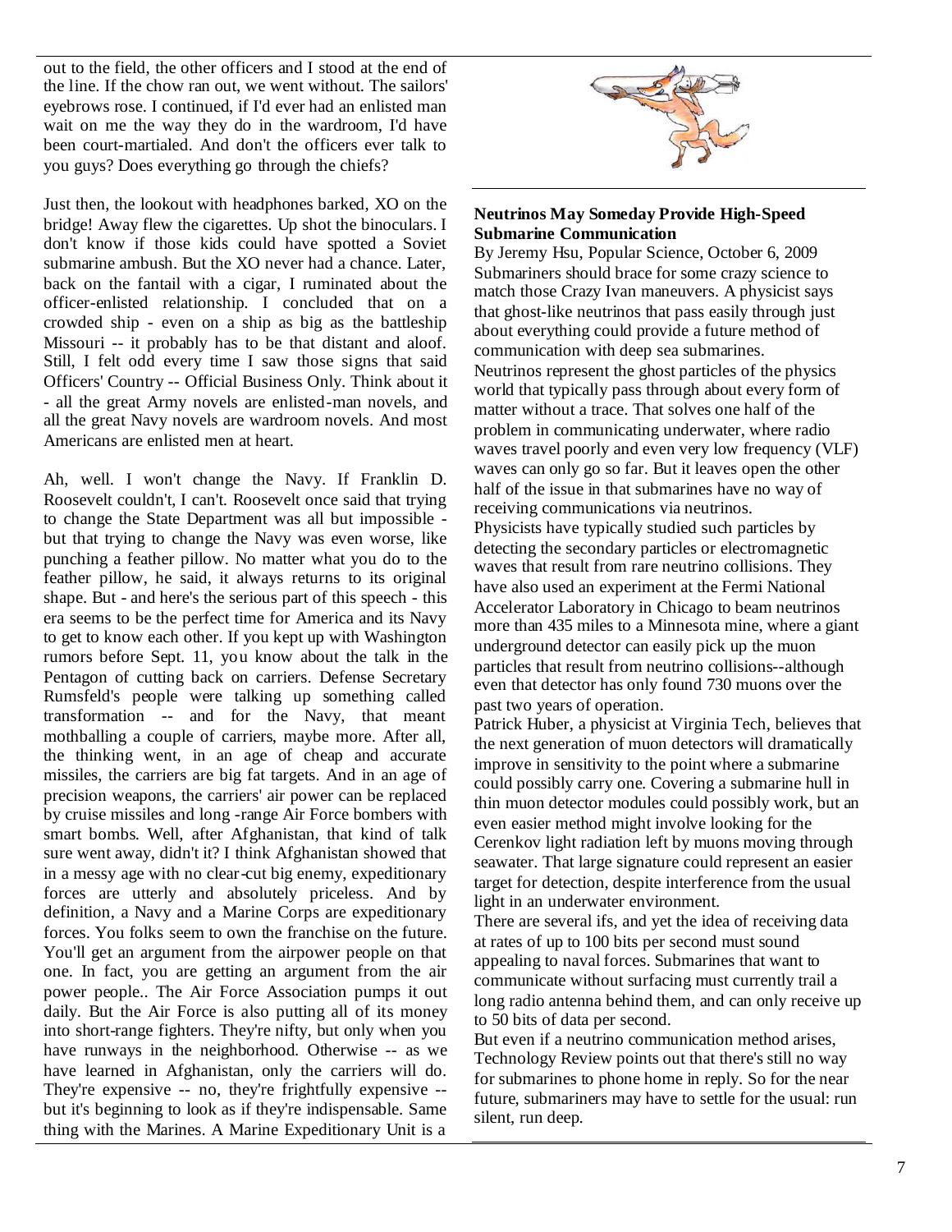out to the field, the other officers and I stood at the end of the line. If the chow ran out, we went without. The sailors' eyebrows rose. I continued, if I'd ever had an enlisted man wait on me the way they do in the wardroom, I'd have been court-martialed. And don't the officers ever talk to you guys? Does everything go through the chiefs?

Just then, the lookout with headphones barked, XO on the bridge! Away flew the cigarettes. Up shot the binoculars. I don't know if those kids could have spotted a Soviet submarine ambush. But the XO never had a chance. Later, back on the fantail with a cigar, I ruminated about the officer-enlisted relationship. I concluded that on a crowded ship - even on a ship as big as the battleship Missouri -- it probably has to be that distant and aloof. Still, I felt odd every time I saw those signs that said Officers' Country -- Official Business Only. Think about it - all the great Army novels are enlisted-man novels, and all the great Navy novels are wardroom novels. And most Americans are enlisted men at heart.

Ah, well. I won't change the Navy. If Franklin D. Roosevelt couldn't, I can't. Roosevelt once said that trying to change the State Department was all but impossible - but that trying to change the Navy was even worse, like punching a feather pillow. No matter what you do to the feather pillow, he said, it always returns to its original shape. But - and here's the serious part of this speech - this era seems to be the perfect time for America and its Navy to get to know each other. If you kept up with Washington rumors before Sept. 11, you know about the talk in the Pentagon of cutting back on carriers. Defense Secretary Rumsfeld's people were talking up something called transformation -- and for the Navy, that meant mothballing a couple of carriers, maybe more. After all, the thinking went, in an age of cheap and accurate missiles, the carriers are big fat targets. And in an age of precision weapons, the carriers' air power can be replaced by cruise missiles and long -range Air Force bombers with smart bombs. Well, after Afghanistan, that kind of talk sure went away, didn't it? I think Afghanistan showed that in a messy age with no clear-cut big enemy, expeditionary forces are utterly and absolutely priceless. And by definition, a Navy and a Marine Corps are expeditionary forces. You folks seem to own the franchise on the future. You'll get an argument from the airpower people on that one. In fact, you are getting an argument from the air power people.. The Air Force Association pumps it out daily. But the Air Force is also putting all of its money into short-range fighters. They're nifty, but only when you have runways in the neighborhood. Otherwise -- as we have learned in Afghanistan, only the carriers will do. They're expensive -- no, they're frightfully expensive -- but it's beginning to look as if they're indispensable. Same thing with the Marines. A Marine Expeditionary Unit is a

**Neutrinos May Someday Provide High-Speed Submarine Communication**

By Jeremy Hsu, Popular Science, October 6, 2009

Submariners should brace for some crazy science to match those Crazy Ivan maneuvers. A physicist says that ghost-like neutrinos that pass easily through just about everything could provide a future method of communication with deep sea submarines.

Neutrinos represent the ghost particles of the physics world that typically pass through about every form of matter without a trace. That solves one half of the problem in communicating underwater, where radio waves travel poorly and even very low frequency (VLF) waves can only go so far. But it leaves open the other half of the issue in that submarines have no way of receiving communications via neutrinos.

Physicists have typically studied such particles by detecting the secondary particles or electromagnetic waves that result from rare neutrino collisions. They have also used an experiment at the Fermi National Accelerator Laboratory in Chicago to beam neutrinos more than 435 miles to a Minnesota mine, where a giant underground detector can easily pick up the muon particles that result from neutrino collisions--although even that detector has only found 730 muons over the past two years of operation.

Patrick Huber, a physicist at Virginia Tech, believes that the next generation of muon detectors will dramatically improve in sensitivity to the point where a submarine could possibly carry one. Covering a submarine hull in thin muon detector modules could possibly work, but an even easier method might involve looking for the Cerenkov light radiation left by muons moving through seawater. That large signature could represent an easier target for detection, despite interference from the usual light in an underwater environment.

There are several ifs, and yet the idea of receiving data at rates of up to 100 bits per second must sound appealing to naval forces. Submarines that want to communicate without surfacing must currently trail a long radio antenna behind them, and can only receive up to 50 bits of data per second.

But even if a neutrino communication method arises, Technology Review points out that there's still no way for submarines to phone home in reply. So for the near future, submariners may have to settle for the usual: run silent, run deep.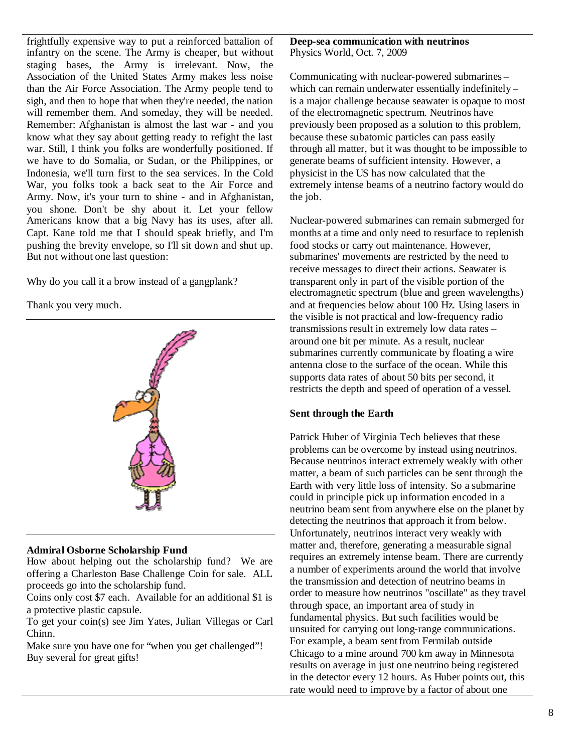frightfully expensive way to put a reinforced battalion of infantry on the scene. The Army is cheaper, but without staging bases, the Army is irrelevant. Now, the Association of the United States Army makes less noise than the Air Force Association. The Army people tend to sigh, and then to hope that when they're needed, the nation will remember them. And someday, they will be needed. Remember: Afghanistan is almost the last war - and you know what they say about getting ready to refight the last war. Still, I think you folks are wonderfully positioned. If we have to do Somalia, or Sudan, or the Philippines, or Indonesia, we'll turn first to the sea services. In the Cold War, you folks took a back seat to the Air Force and Army. Now, it's your turn to shine - and in Afghanistan, you shone. Don't be shy about it. Let your fellow Americans know that a big Navy has its uses, after all. Capt. Kane told me that I should speak briefly, and I'm pushing the brevity envelope, so I'll sit down and shut up. But not without one last question:

Why do you call it a brow instead of a gangplank?

Thank you very much.

---

**Admiral Osborne Scholarship Fund**

How about helping out the scholarship fund? We are offering a Charleston Base Challenge Coin for sale. ALL proceeds go into the scholarship fund.

Coins only cost $7 each. Available for an additional $1 is a protective plastic capsule.

To get your coin(s) see Jim Yates, Julian Villegas or Carl Chinn.

Make sure you have one for "when you get challenged"! Buy several for great gifts!

---

**Deep-sea communication with neutrinos**
Physics World, Oct. 7, 2009

Communicating with nuclear-powered submarines – which can remain underwater essentially indefinitely – is a major challenge because seawater is opaque to most of the electromagnetic spectrum. Neutrinos have previously been proposed as a solution to this problem, because these subatomic particles can pass easily through all matter, but it was thought to be impossible to generate beams of sufficient intensity. However, a physicist in the US has now calculated that the extremely intense beams of a neutrino factory would do the job.

Nuclear-powered submarines can remain submerged for months at a time and only need to resurface to replenish food stocks or carry out maintenance. However, submarines' movements are restricted by the need to receive messages to direct their actions. Seawater is transparent only in part of the visible portion of the electromagnetic spectrum (blue and green wavelengths) and at frequencies below about 100 Hz. Using lasers in the visible is not practical and low-frequency radio transmissions result in extremely low data rates – around one bit per minute. As a result, nuclear submarines currently communicate by floating a wire antenna close to the surface of the ocean. While this supports data rates of about 50 bits per second, it restricts the depth and speed of operation of a vessel.

**Sent through the Earth**

Patrick Huber of Virginia Tech believes that these problems can be overcome by instead using neutrinos. Because neutrinos interact extremely weakly with other matter, a beam of such particles can be sent through the Earth with very little loss of intensity. So a submarine could in principle pick up information encoded in a neutrino beam sent from anywhere else on the planet by detecting the neutrinos that approach it from below. Unfortunately, neutrinos interact very weakly with matter and, therefore, generating a measurable signal requires an extremely intense beam. There are currently a number of experiments around the world that involve the transmission and detection of neutrino beams in order to measure how neutrinos "oscillate" as they travel through space, an important area of study in fundamental physics. But such facilities would be unsuited for carrying out long-range communications. For example, a beam sent from Fermilab outside Chicago to a mine around 700 km away in Minnesota results on average in just one neutrino being registered in the detector every 12 hours. As Huber points out, this rate would need to improve by a factor of about one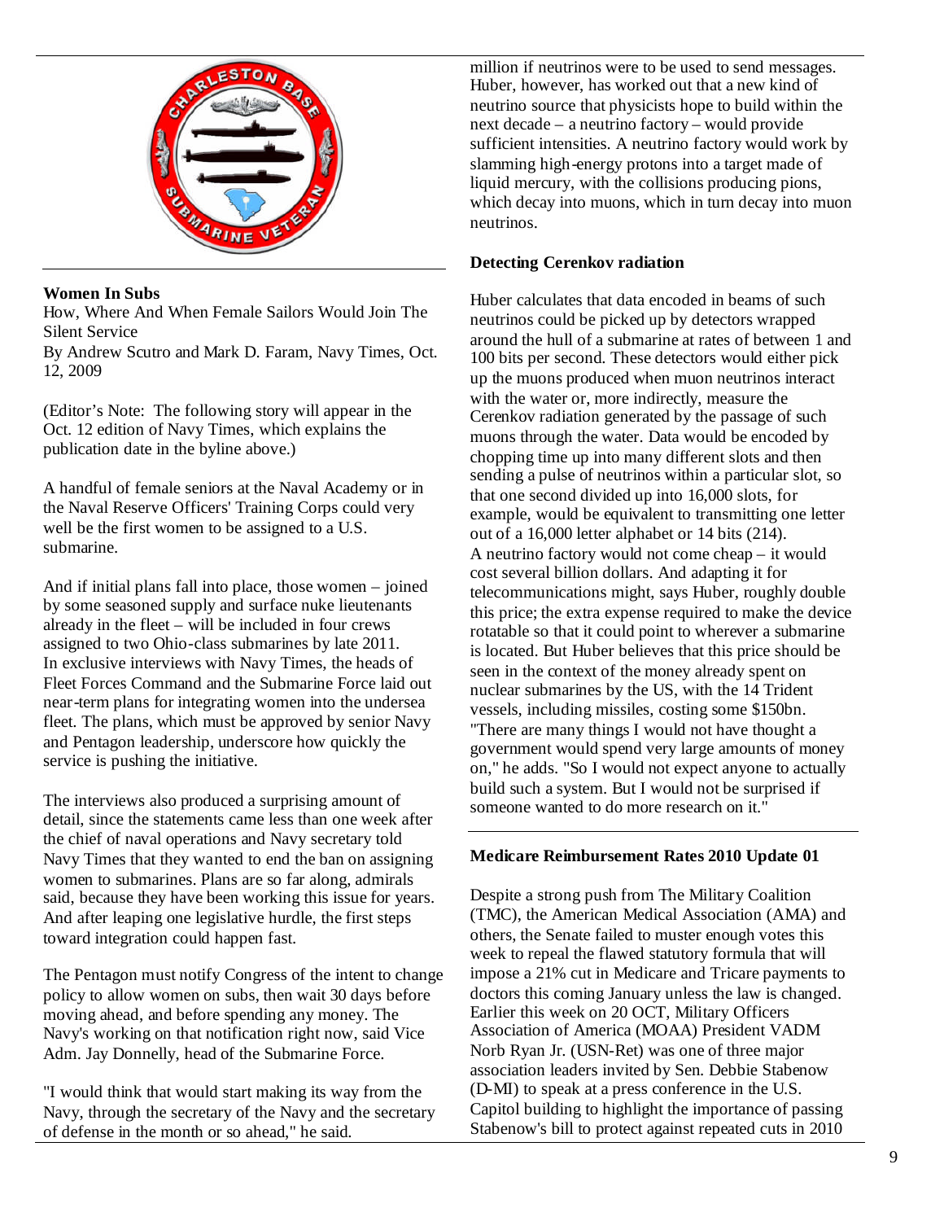**Women In Subs**

How, Where And When Female Sailors Would Join The Silent Service

By Andrew Scutro and Mark D. Faram, Navy Times, Oct. 12, 2009

(Editor's Note: The following story will appear in the Oct. 12 edition of Navy Times, which explains the publication date in the byline above.)

A handful of female seniors at the Naval Academy or in the Naval Reserve Officers' Training Corps could very well be the first women to be assigned to a U.S. submarine.

And if initial plans fall into place, those women – joined by some seasoned supply and surface nuke lieutenants already in the fleet – will be included in four crews assigned to two Ohio-class submarines by late 2011. In exclusive interviews with Navy Times, the heads of Fleet Forces Command and the Submarine Force laid out near-term plans for integrating women into the undersea fleet. The plans, which must be approved by senior Navy and Pentagon leadership, underscore how quickly the service is pushing the initiative.

The interviews also produced a surprising amount of detail, since the statements came less than one week after the chief of naval operations and Navy secretary told Navy Times that they wanted to end the ban on assigning women to submarines. Plans are so far along, admirals said, because they have been working this issue for years. And after leaping one legislative hurdle, the first steps toward integration could happen fast.

The Pentagon must notify Congress of the intent to change policy to allow women on subs, then wait 30 days before moving ahead, and before spending any money. The Navy's working on that notification right now, said Vice Adm. Jay Donnelly, head of the Submarine Force.

"I would think that would start making its way from the Navy, through the secretary of the Navy and the secretary of defense in the month or so ahead," he said.

million if neutrinos were to be used to send messages. Huber, however, has worked out that a new kind of neutrino source that physicists hope to build within the next decade – a neutrino factory – would provide sufficient intensities. A neutrino factory would work by slamming high-energy protons into a target made of liquid mercury, with the collisions producing pions, which decay into muons, which in turn decay into muon neutrinos.

**Detecting Cerenkov radiation**

Huber calculates that data encoded in beams of such neutrinos could be picked up by detectors wrapped around the hull of a submarine at rates of between 1 and 100 bits per second. These detectors would either pick up the muons produced when muon neutrinos interact with the water or, more indirectly, measure the Cerenkov radiation generated by the passage of such muons through the water. Data would be encoded by chopping time up into many different slots and then sending a pulse of neutrinos within a particular slot, so that one second divided up into 16,000 slots, for example, would be equivalent to transmitting one letter out of a 16,000 letter alphabet or 14 bits ($2^{14}$).

A neutrino factory would not come cheap – it would cost several billion dollars. And adapting it for telecommunications might, says Huber, roughly double this price; the extra expense required to make the device rotatable so that it could point to wherever a submarine is located. But Huber believes that this price should be seen in the context of the money already spent on nuclear submarines by the US, with the 14 Trident vessels, including missiles, costing some $150bn. "There are many things I would not have thought a government would spend very large amounts of money on," he adds. "So I would not expect anyone to actually build such a system. But I would not be surprised if someone wanted to do more research on it."

**Medicare Reimbursement Rates 2010 Update 01**

Despite a strong push from The Military Coalition (TMC), the American Medical Association (AMA) and others, the Senate failed to muster enough votes this week to repeal the flawed statutory formula that will impose a 21% cut in Medicare and Tricare payments to doctors this coming January unless the law is changed. Earlier this week on 20 OCT, Military Officers Association of America (MOAA) President VADM Norb Ryan Jr. (USN-Ret) was one of three major association leaders invited by Sen. Debbie Stabenow (D-MI) to speak at a press conference in the U.S. Capitol building to highlight the importance of passing Stabenow's bill to protect against repeated cuts in 2010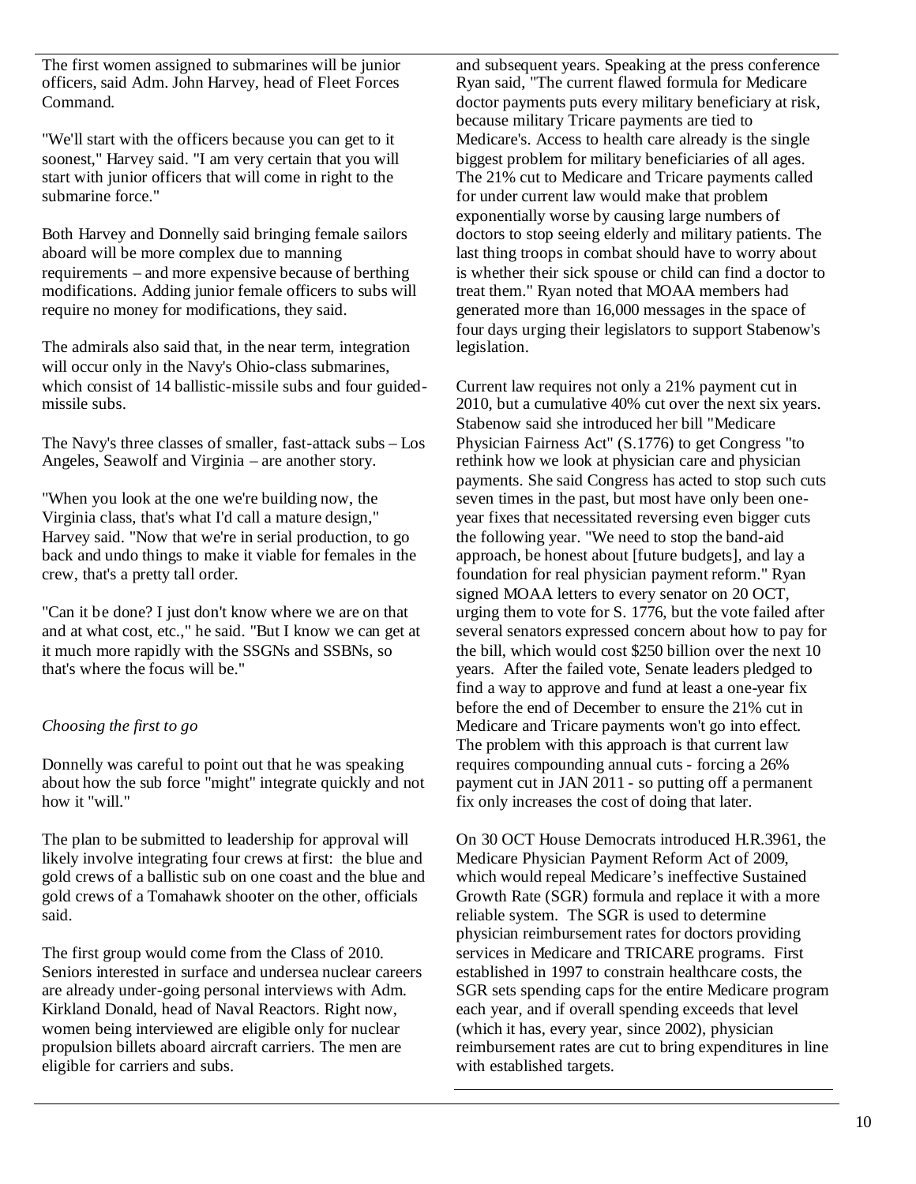The first women assigned to submarines will be junior officers, said Adm. John Harvey, head of Fleet Forces Command.

"We'll start with the officers because you can get to it soonest," Harvey said. "I am very certain that you will start with junior officers that will come in right to the submarine force."

Both Harvey and Donnelly said bringing female sailors aboard will be more complex due to manning requirements – and more expensive because of berthing modifications. Adding junior female officers to subs will require no money for modifications, they said.

The admirals also said that, in the near term, integration will occur only in the Navy's Ohio-class submarines, which consist of 14 ballistic-missile subs and four guided-missile subs.

The Navy's three classes of smaller, fast-attack subs – Los Angeles, Seawolf and Virginia – are another story.

"When you look at the one we're building now, the Virginia class, that's what I'd call a mature design," Harvey said. "Now that we're in serial production, to go back and undo things to make it viable for females in the crew, that's a pretty tall order.

"Can it be done? I just don't know where we are on that and at what cost, etc.," he said. "But I know we can get at it much more rapidly with the SSGNs and SSBNs, so that's where the focus will be."

*Choosing the first to go*

Donnelly was careful to point out that he was speaking about how the sub force "might" integrate quickly and not how it "will."

The plan to be submitted to leadership for approval will likely involve integrating four crews at first: the blue and gold crews of a ballistic sub on one coast and the blue and gold crews of a Tomahawk shooter on the other, officials said.

The first group would come from the Class of 2010. Seniors interested in surface and undersea nuclear careers are already under-going personal interviews with Adm. Kirkland Donald, head of Naval Reactors. Right now, women being interviewed are eligible only for nuclear propulsion billets aboard aircraft carriers. The men are eligible for carriers and subs.

and subsequent years. Speaking at the press conference Ryan said, "The current flawed formula for Medicare doctor payments puts every military beneficiary at risk, because military Tricare payments are tied to Medicare's. Access to health care already is the single biggest problem for military beneficiaries of all ages. The 21% cut to Medicare and Tricare payments called for under current law would make that problem exponentially worse by causing large numbers of doctors to stop seeing elderly and military patients. The last thing troops in combat should have to worry about is whether their sick spouse or child can find a doctor to treat them." Ryan noted that MOAA members had generated more than 16,000 messages in the space of four days urging their legislators to support Stabenow's legislation.

Current law requires not only a 21% payment cut in 2010, but a cumulative 40% cut over the next six years. Stabenow said she introduced her bill "Medicare Physician Fairness Act" (S.1776) to get Congress "to rethink how we look at physician care and physician payments. She said Congress has acted to stop such cuts seven times in the past, but most have only been one-year fixes that necessitated reversing even bigger cuts the following year. "We need to stop the band-aid approach, be honest about [future budgets], and lay a foundation for real physician payment reform." Ryan signed MOAA letters to every senator on 20 OCT, urging them to vote for S. 1776, but the vote failed after several senators expressed concern about how to pay for the bill, which would cost $250 billion over the next 10 years. After the failed vote, Senate leaders pledged to find a way to approve and fund at least a one-year fix before the end of December to ensure the 21% cut in Medicare and Tricare payments won't go into effect. The problem with this approach is that current law requires compounding annual cuts - forcing a 26% payment cut in JAN 2011 - so putting off a permanent fix only increases the cost of doing that later.

On 30 OCT House Democrats introduced H.R.3961, the Medicare Physician Payment Reform Act of 2009, which would repeal Medicare's ineffective Sustained Growth Rate (SGR) formula and replace it with a more reliable system. The SGR is used to determine physician reimbursement rates for doctors providing services in Medicare and TRICARE programs. First established in 1997 to constrain healthcare costs, the SGR sets spending caps for the entire Medicare program each year, and if overall spending exceeds that level (which it has, every year, since 2002), physician reimbursement rates are cut to bring expenditures in line with established targets.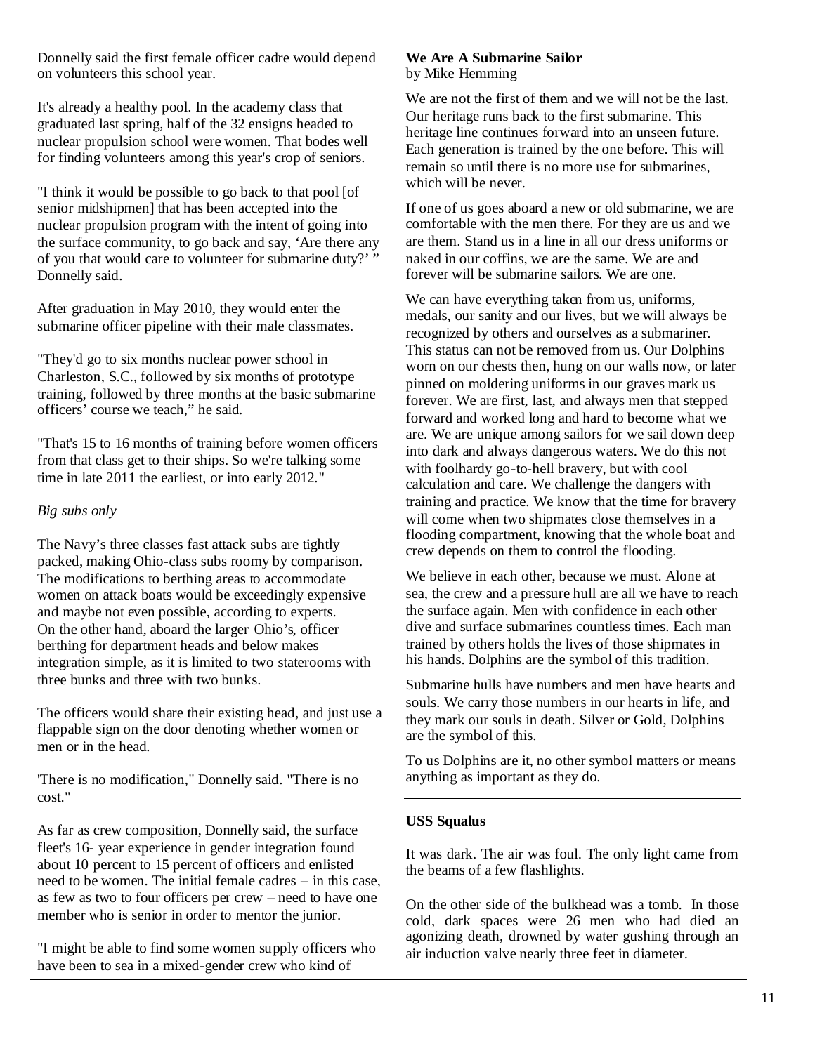Donnelly said the first female officer cadre would depend on volunteers this school year.

It's already a healthy pool. In the academy class that graduated last spring, half of the 32 ensigns headed to nuclear propulsion school were women. That bodes well for finding volunteers among this year's crop of seniors.

"I think it would be possible to go back to that pool [of senior midshipmen] that has been accepted into the nuclear propulsion program with the intent of going into the surface community, to go back and say, 'Are there any of you that would care to volunteer for submarine duty?' " Donnelly said.

After graduation in May 2010, they would enter the submarine officer pipeline with their male classmates.

"They'd go to six months nuclear power school in Charleston, S.C., followed by six months of prototype training, followed by three months at the basic submarine officers' course we teach," he said.

"That's 15 to 16 months of training before women officers from that class get to their ships. So we're talking some time in late 2011 the earliest, or into early 2012."

*Big subs only*

The Navy's three classes fast attack subs are tightly packed, making Ohio-class subs roomy by comparison. The modifications to berthing areas to accommodate women on attack boats would be exceedingly expensive and maybe not even possible, according to experts. On the other hand, aboard the larger Ohio's, officer berthing for department heads and below makes integration simple, as it is limited to two staterooms with three bunks and three with two bunks.

The officers would share their existing head, and just use a flappable sign on the door denoting whether women or men or in the head.

'There is no modification," Donnelly said. "There is no cost."

As far as crew composition, Donnelly said, the surface fleet's 16- year experience in gender integration found about 10 percent to 15 percent of officers and enlisted need to be women. The initial female cadres – in this case, as few as two to four officers per crew – need to have one member who is senior in order to mentor the junior.

"I might be able to find some women supply officers who have been to sea in a mixed-gender crew who kind of

**We Are A Submarine Sailor**
by Mike Hemming

We are not the first of them and we will not be the last. Our heritage runs back to the first submarine. This heritage line continues forward into an unseen future. Each generation is trained by the one before. This will remain so until there is no more use for submarines, which will be never.

If one of us goes aboard a new or old submarine, we are comfortable with the men there. For they are us and we are them. Stand us in a line in all our dress uniforms or naked in our coffins, we are the same. We are and forever will be submarine sailors. We are one.

We can have everything taken from us, uniforms, medals, our sanity and our lives, but we will always be recognized by others and ourselves as a submariner. This status can not be removed from us. Our Dolphins worn on our chests then, hung on our walls now, or later pinned on moldering uniforms in our graves mark us forever. We are first, last, and always men that stepped forward and worked long and hard to become what we are. We are unique among sailors for we sail down deep into dark and always dangerous waters. We do this not with foolhardy go-to-hell bravery, but with cool calculation and care. We challenge the dangers with training and practice. We know that the time for bravery will come when two shipmates close themselves in a flooding compartment, knowing that the whole boat and crew depends on them to control the flooding.

We believe in each other, because we must. Alone at sea, the crew and a pressure hull are all we have to reach the surface again. Men with confidence in each other dive and surface submarines countless times. Each man trained by others holds the lives of those shipmates in his hands. Dolphins are the symbol of this tradition.

Submarine hulls have numbers and men have hearts and souls. We carry those numbers in our hearts in life, and they mark our souls in death. Silver or Gold, Dolphins are the symbol of this.

To us Dolphins are it, no other symbol matters or means anything as important as they do.

**USS Squalus**

It was dark. The air was foul. The only light came from the beams of a few flashlights.

On the other side of the bulkhead was a tomb. In those cold, dark spaces were 26 men who had died an agonizing death, drowned by water gushing through an air induction valve nearly three feet in diameter.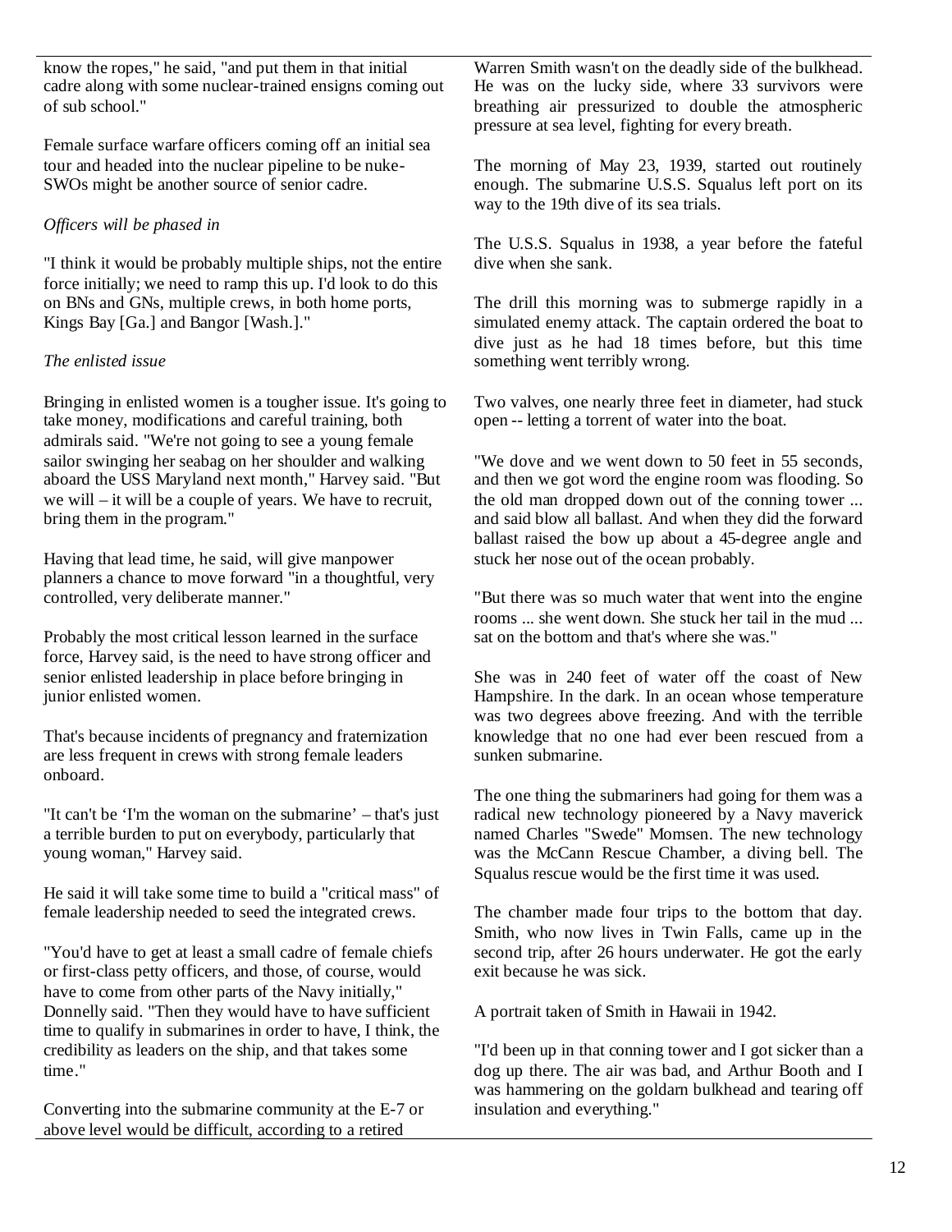know the ropes," he said, "and put them in that initial cadre along with some nuclear-trained ensigns coming out of sub school."

Female surface warfare officers coming off an initial sea tour and headed into the nuclear pipeline to be nuke-SWOs might be another source of senior cadre.

*Officers will be phased in*

"I think it would be probably multiple ships, not the entire force initially; we need to ramp this up. I'd look to do this on BNs and GNs, multiple crews, in both home ports, Kings Bay [Ga.] and Bangor [Wash.]."

*The enlisted issue*

Bringing in enlisted women is a tougher issue. It's going to take money, modifications and careful training, both admirals said. "We're not going to see a young female sailor swinging her seabag on her shoulder and walking aboard the USS Maryland next month," Harvey said. "But we will – it will be a couple of years. We have to recruit, bring them in the program."

Having that lead time, he said, will give manpower planners a chance to move forward "in a thoughtful, very controlled, very deliberate manner."

Probably the most critical lesson learned in the surface force, Harvey said, is the need to have strong officer and senior enlisted leadership in place before bringing in junior enlisted women.

That's because incidents of pregnancy and fraternization are less frequent in crews with strong female leaders onboard.

"It can't be 'I'm the woman on the submarine' – that's just a terrible burden to put on everybody, particularly that young woman," Harvey said.

He said it will take some time to build a "critical mass" of female leadership needed to seed the integrated crews.

"You'd have to get at least a small cadre of female chiefs or first-class petty officers, and those, of course, would have to come from other parts of the Navy initially," Donnelly said. "Then they would have to have sufficient time to qualify in submarines in order to have, I think, the credibility as leaders on the ship, and that takes some time."

Converting into the submarine community at the E-7 or above level would be difficult, according to a retired

Warren Smith wasn't on the deadly side of the bulkhead. He was on the lucky side, where 33 survivors were breathing air pressurized to double the atmospheric pressure at sea level, fighting for every breath.

The morning of May 23, 1939, started out routinely enough. The submarine U.S.S. Squalus left port on its way to the 19th dive of its sea trials.

The U.S.S. Squalus in 1938, a year before the fateful dive when she sank.

The drill this morning was to submerge rapidly in a simulated enemy attack. The captain ordered the boat to dive just as he had 18 times before, but this time something went terribly wrong.

Two valves, one nearly three feet in diameter, had stuck open -- letting a torrent of water into the boat.

"We dove and we went down to 50 feet in 55 seconds, and then we got word the engine room was flooding. So the old man dropped down out of the conning tower ... and said blow all ballast. And when they did the forward ballast raised the bow up about a 45-degree angle and stuck her nose out of the ocean probably.

"But there was so much water that went into the engine rooms ... she went down. She stuck her tail in the mud ... sat on the bottom and that's where she was."

She was in 240 feet of water off the coast of New Hampshire. In the dark. In an ocean whose temperature was two degrees above freezing. And with the terrible knowledge that no one had ever been rescued from a sunken submarine.

The one thing the submariners had going for them was a radical new technology pioneered by a Navy maverick named Charles "Swede" Momsen. The new technology was the McCann Rescue Chamber, a diving bell. The Squalus rescue would be the first time it was used.

The chamber made four trips to the bottom that day. Smith, who now lives in Twin Falls, came up in the second trip, after 26 hours underwater. He got the early exit because he was sick.

A portrait taken of Smith in Hawaii in 1942.

"I'd been up in that conning tower and I got sicker than a dog up there. The air was bad, and Arthur Booth and I was hammering on the goldarn bulkhead and tearing off insulation and everything."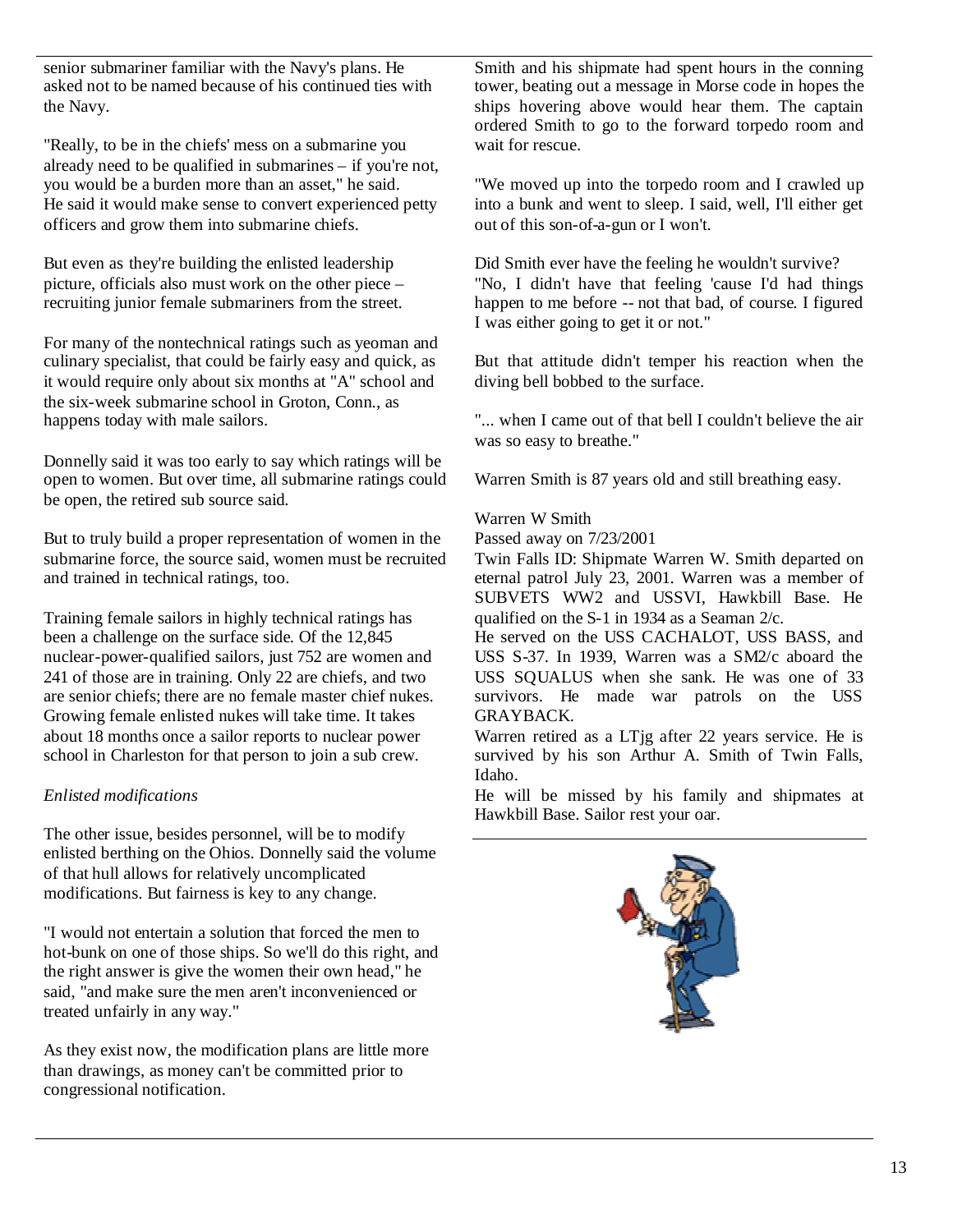senior submariner familiar with the Navy's plans. He asked not to be named because of his continued ties with the Navy.

"Really, to be in the chiefs' mess on a submarine you already need to be qualified in submarines – if you're not, you would be a burden more than an asset," he said. He said it would make sense to convert experienced petty officers and grow them into submarine chiefs.

But even as they're building the enlisted leadership picture, officials also must work on the other piece – recruiting junior female submariners from the street.

For many of the nontechnical ratings such as yeoman and culinary specialist, that could be fairly easy and quick, as it would require only about six months at "A" school and the six-week submarine school in Groton, Conn., as happens today with male sailors.

Donnelly said it was too early to say which ratings will be open to women. But over time, all submarine ratings could be open, the retired sub source said.

But to truly build a proper representation of women in the submarine force, the source said, women must be recruited and trained in technical ratings, too.

Training female sailors in highly technical ratings has been a challenge on the surface side. Of the 12,845 nuclear-power-qualified sailors, just 752 are women and 241 of those are in training. Only 22 are chiefs, and two are senior chiefs; there are no female master chief nukes. Growing female enlisted nukes will take time. It takes about 18 months once a sailor reports to nuclear power school in Charleston for that person to join a sub crew.

*Enlisted modifications*

The other issue, besides personnel, will be to modify enlisted berthing on the Ohios. Donnelly said the volume of that hull allows for relatively uncomplicated modifications. But fairness is key to any change.

"I would not entertain a solution that forced the men to hot-bunk on one of those ships. So we'll do this right, and the right answer is give the women their own head," he said, "and make sure the men aren't inconvenienced or treated unfairly in any way."

As they exist now, the modification plans are little more than drawings, as money can't be committed prior to congressional notification.

Smith and his shipmate had spent hours in the conning tower, beating out a message in Morse code in hopes the ships hovering above would hear them. The captain ordered Smith to go to the forward torpedo room and wait for rescue.

"We moved up into the torpedo room and I crawled up into a bunk and went to sleep. I said, well, I'll either get out of this son-of-a-gun or I won't.

Did Smith ever have the feeling he wouldn't survive? "No, I didn't have that feeling 'cause I'd had things happen to me before -- not that bad, of course. I figured I was either going to get it or not."

But that attitude didn't temper his reaction when the diving bell bobbed to the surface.

"... when I came out of that bell I couldn't believe the air was so easy to breathe."

Warren Smith is 87 years old and still breathing easy.

Warren W Smith
Passed away on 7/23/2001
Twin Falls ID: Shipmate Warren W. Smith departed on eternal patrol July 23, 2001. Warren was a member of SUBVETS WW2 and USSVI, Hawkbill Base. He qualified on the S-1 in 1934 as a Seaman 2/c.
He served on the USS CACHALOT, USS BASS, and USS S-37. In 1939, Warren was a SM2/c aboard the USS SQUALUS when she sank. He was one of 33 survivors. He made war patrols on the USS GRAYBACK.
Warren retired as a LTjg after 22 years service. He is survived by his son Arthur A. Smith of Twin Falls, Idaho.
He will be missed by his family and shipmates at Hawkbill Base. Sailor rest your oar.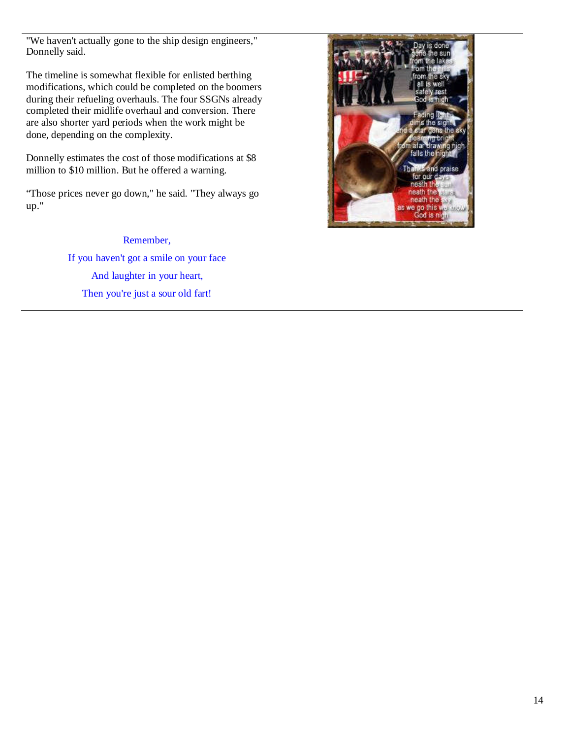"We haven't actually gone to the ship design engineers," Donnelly said.

The timeline is somewhat flexible for enlisted berthing modifications, which could be completed on the boomers during their refueling overhauls. The four SSGNs already completed their midlife overhaul and conversion. There are also shorter yard periods when the work might be done, depending on the complexity.

Donnelly estimates the cost of those modifications at $8 million to $10 million. But he offered a warning.

"Those prices never go down," he said. "They always go up."

Remember,

If you haven't got a smile on your face

And laughter in your heart,

Then you're just a sour old fart!